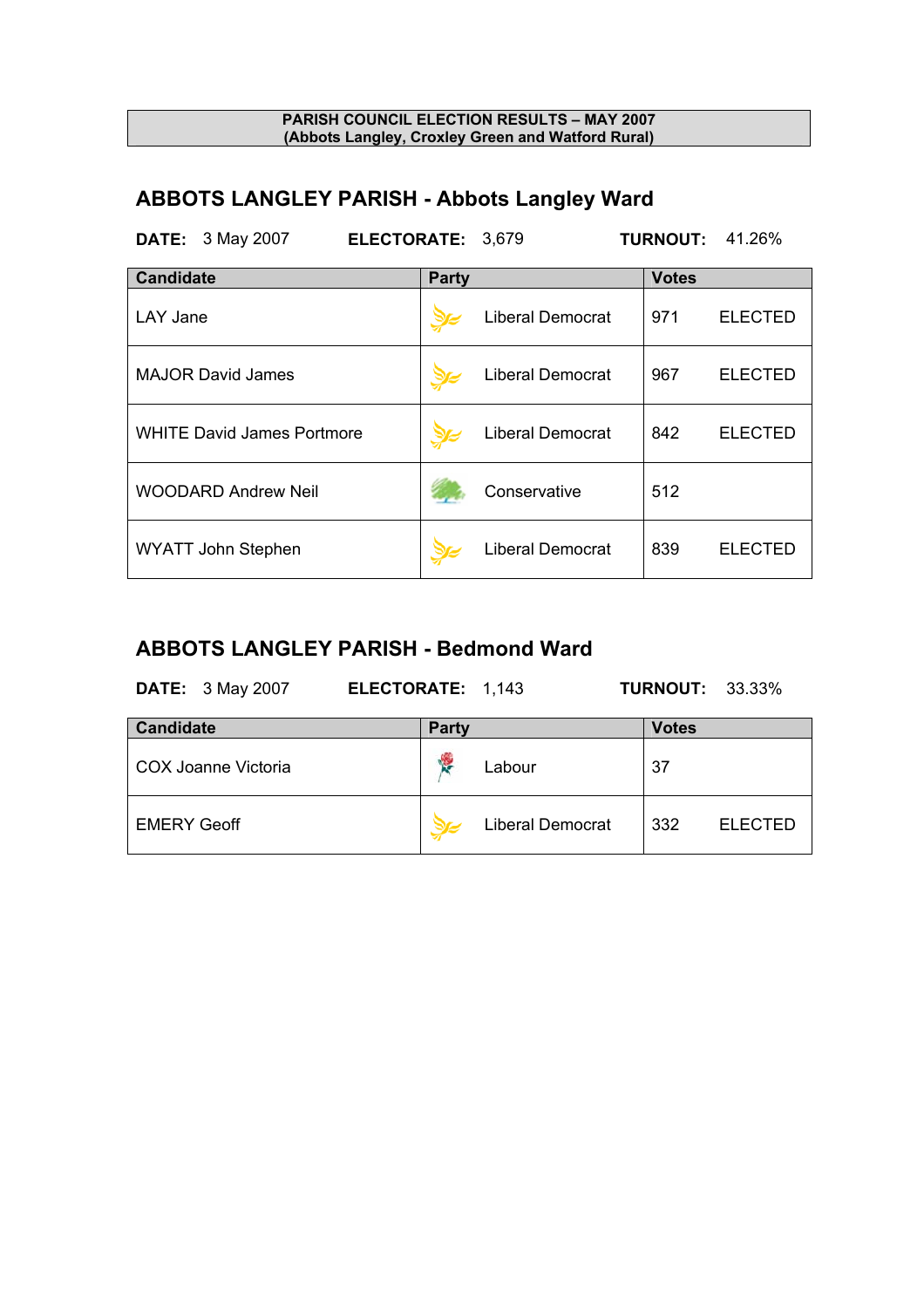**PARISH COUNCIL ELECTION RESULTS – MAY 2007**
**(Abbots Langley, Croxley Green and Watford Rural)**

## ABBOTS LANGLEY PARISH - Abbots Langley Ward

**DATE:** 3 May 2007 **ELECTORATE:** 3,679 **TURNOUT:** 41.26%

| Candidate | Party | Votes | |
|---|---|---|---|
| LAY Jane | Liberal Democrat | 971 | ELECTED |
| MAJOR David James | Liberal Democrat | 967 | ELECTED |
| WHITE David James Portmore | Liberal Democrat | 842 | ELECTED |
| WOODARD Andrew Neil | Conservative | 512 | |
| WYATT John Stephen | Liberal Democrat | 839 | ELECTED |

## ABBOTS LANGLEY PARISH - Bedmond Ward

**DATE:** 3 May 2007 **ELECTORATE:** 1,143 **TURNOUT:** 33.33%

| Candidate | Party | Votes | |
|---|---|---|---|
| COX Joanne Victoria | Labour | 37 | |
| EMERY Geoff | Liberal Democrat | 332 | ELECTED |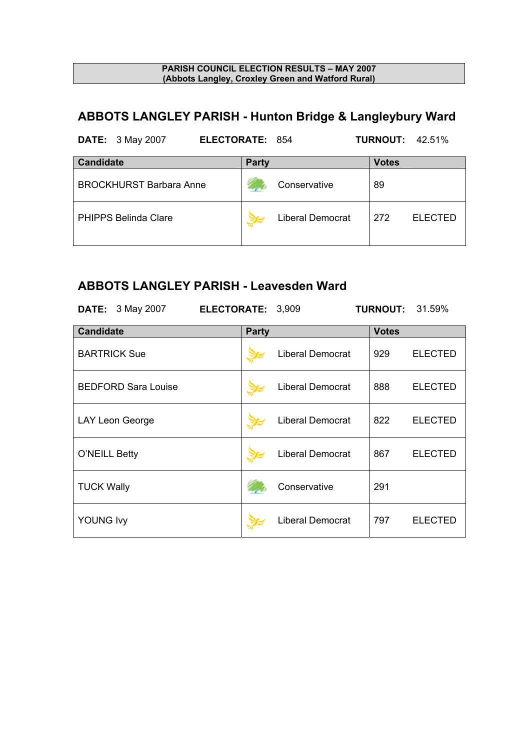**PARISH COUNCIL ELECTION RESULTS – MAY 2007**
**(Abbots Langley, Croxley Green and Watford Rural)**

## ABBOTS LANGLEY PARISH - Hunton Bridge & Langleybury Ward

**DATE:** 3 May 2007 **ELECTORATE:** 854 **TURNOUT:** 42.51%

| Candidate | Party | Votes | |
|---|---|---|---|
| BROCKHURST Barbara Anne | Conservative | 89 | |
| PHIPPS Belinda Clare | Liberal Democrat | 272 | ELECTED |

## ABBOTS LANGLEY PARISH - Leavesden Ward

**DATE:** 3 May 2007 **ELECTORATE:** 3,909 **TURNOUT:** 31.59%

| Candidate | Party | Votes | |
|---|---|---|---|
| BARTRICK Sue | Liberal Democrat | 929 | ELECTED |
| BEDFORD Sara Louise | Liberal Democrat | 888 | ELECTED |
| LAY Leon George | Liberal Democrat | 822 | ELECTED |
| O'NEILL Betty | Liberal Democrat | 867 | ELECTED |
| TUCK Wally | Conservative | 291 | |
| YOUNG Ivy | Liberal Democrat | 797 | ELECTED |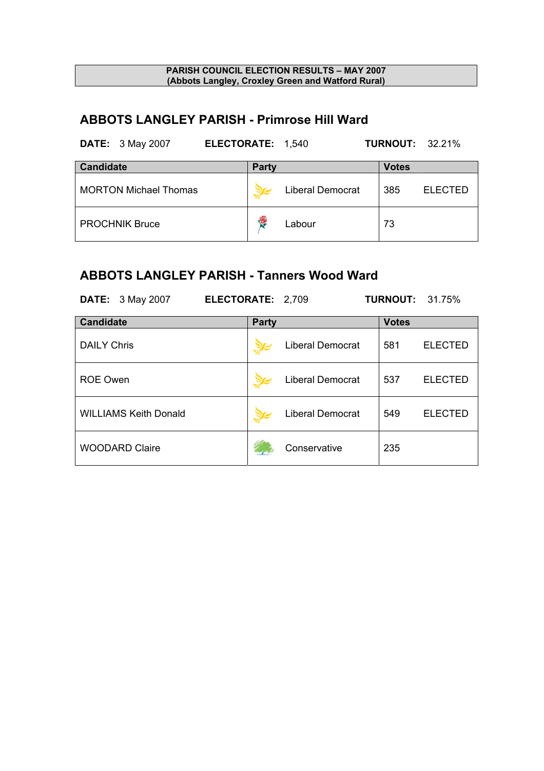**PARISH COUNCIL ELECTION RESULTS – MAY 2007**
**(Abbots Langley, Croxley Green and Watford Rural)**

## ABBOTS LANGLEY PARISH - Primrose Hill Ward

**DATE:** 3 May 2007 **ELECTORATE:** 1,540 **TURNOUT:** 32.21%

| Candidate | Party | Votes | |
|---|---|---|---|
| MORTON Michael Thomas | Liberal Democrat | 385 | ELECTED |
| PROCHNIK Bruce | Labour | 73 | |

## ABBOTS LANGLEY PARISH - Tanners Wood Ward

**DATE:** 3 May 2007 **ELECTORATE:** 2,709 **TURNOUT:** 31.75%

| Candidate | Party | Votes | |
|---|---|---|---|
| DAILY Chris | Liberal Democrat | 581 | ELECTED |
| ROE Owen | Liberal Democrat | 537 | ELECTED |
| WILLIAMS Keith Donald | Liberal Democrat | 549 | ELECTED |
| WOODARD Claire | Conservative | 235 | |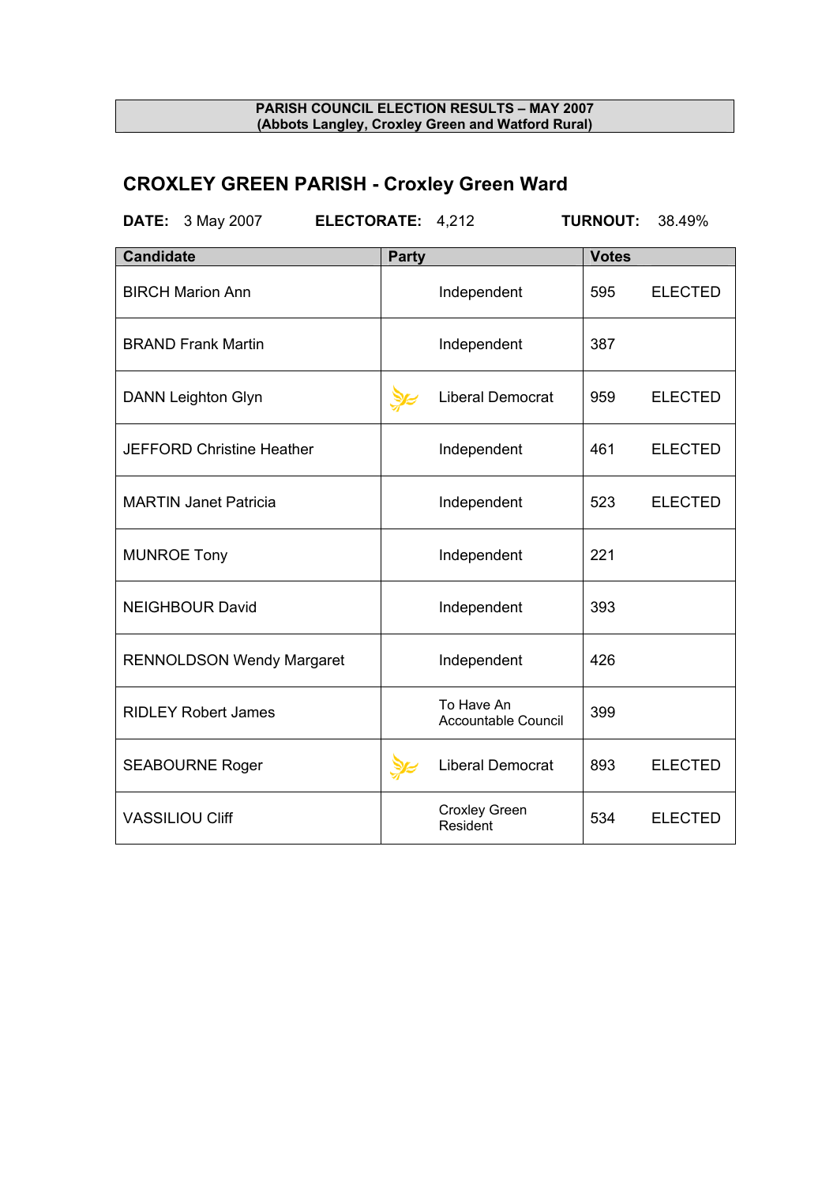**PARISH COUNCIL ELECTION RESULTS – MAY 2007**
**(Abbots Langley, Croxley Green and Watford Rural)**

## CROXLEY GREEN PARISH - Croxley Green Ward

**DATE:** 3 May 2007 **ELECTORATE:** 4,212 **TURNOUT:** 38.49%

| Candidate | Party | Votes | |
|---|---|---|---|
| BIRCH Marion Ann | Independent | 595 | ELECTED |
| BRAND Frank Martin | Independent | 387 | |
| DANN Leighton Glyn | Liberal Democrat | 959 | ELECTED |
| JEFFORD Christine Heather | Independent | 461 | ELECTED |
| MARTIN Janet Patricia | Independent | 523 | ELECTED |
| MUNROE Tony | Independent | 221 | |
| NEIGHBOUR David | Independent | 393 | |
| RENNOLDSON Wendy Margaret | Independent | 426 | |
| RIDLEY Robert James | To Have An Accountable Council | 399 | |
| SEABOURNE Roger | Liberal Democrat | 893 | ELECTED |
| VASSILIOU Cliff | Croxley Green Resident | 534 | ELECTED |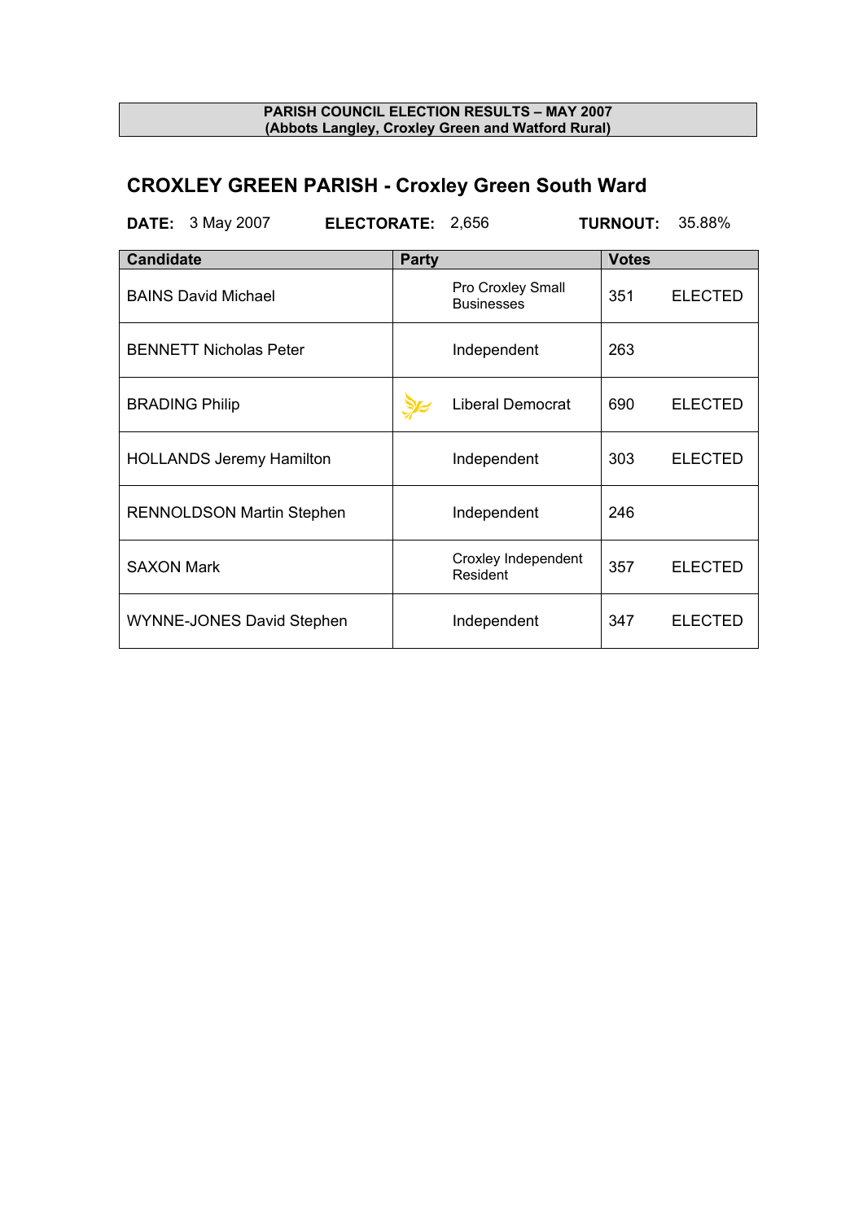**PARISH COUNCIL ELECTION RESULTS – MAY 2007**
**(Abbots Langley, Croxley Green and Watford Rural)**

## CROXLEY GREEN PARISH - Croxley Green South Ward

**DATE:** 3 May 2007 **ELECTORATE:** 2,656 **TURNOUT:** 35.88%

| Candidate | Party | Votes | |
|---|---|---|---|
| BAINS David Michael | Pro Croxley Small Businesses | 351 | ELECTED |
| BENNETT Nicholas Peter | Independent | 263 | |
| BRADING Philip | Liberal Democrat | 690 | ELECTED |
| HOLLANDS Jeremy Hamilton | Independent | 303 | ELECTED |
| RENNOLDSON Martin Stephen | Independent | 246 | |
| SAXON Mark | Croxley Independent Resident | 357 | ELECTED |
| WYNNE-JONES David Stephen | Independent | 347 | ELECTED |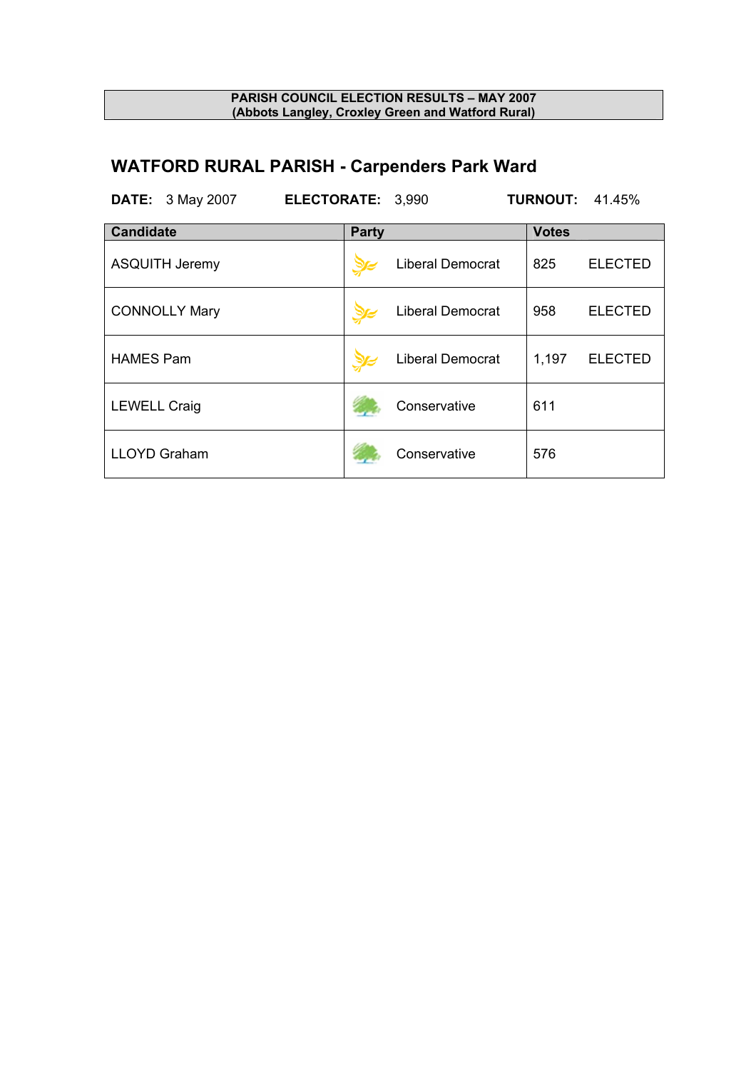**PARISH COUNCIL ELECTION RESULTS – MAY 2007**
**(Abbots Langley, Croxley Green and Watford Rural)**

## WATFORD RURAL PARISH - Carpenders Park Ward

**DATE:** 3 May 2007 **ELECTORATE:** 3,990 **TURNOUT:** 41.45%

| Candidate | Party | Votes | |
|---|---|---|---|
| ASQUITH Jeremy | Liberal Democrat | 825 | ELECTED |
| CONNOLLY Mary | Liberal Democrat | 958 | ELECTED |
| HAMES Pam | Liberal Democrat | 1,197 | ELECTED |
| LEWELL Craig | Conservative | 611 | |
| LLOYD Graham | Conservative | 576 | |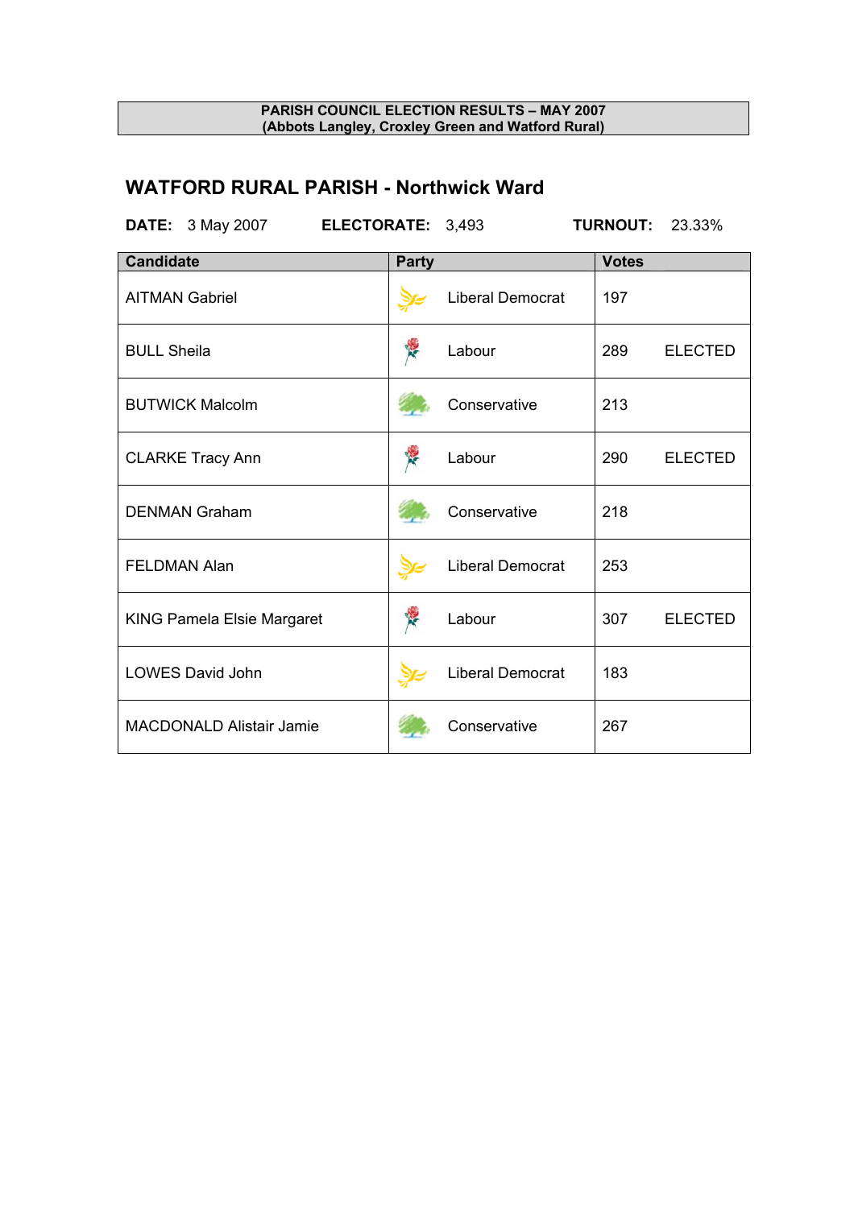**PARISH COUNCIL ELECTION RESULTS – MAY 2007**
**(Abbots Langley, Croxley Green and Watford Rural)**

## WATFORD RURAL PARISH - Northwick Ward

**DATE:** 3 May 2007 **ELECTORATE:** 3,493 **TURNOUT:** 23.33%

| Candidate | Party | Votes | |
|---|---|---|---|
| AITMAN Gabriel | Liberal Democrat | 197 | |
| BULL Sheila | Labour | 289 | ELECTED |
| BUTWICK Malcolm | Conservative | 213 | |
| CLARKE Tracy Ann | Labour | 290 | ELECTED |
| DENMAN Graham | Conservative | 218 | |
| FELDMAN Alan | Liberal Democrat | 253 | |
| KING Pamela Elsie Margaret | Labour | 307 | ELECTED |
| LOWES David John | Liberal Democrat | 183 | |
| MACDONALD Alistair Jamie | Conservative | 267 | |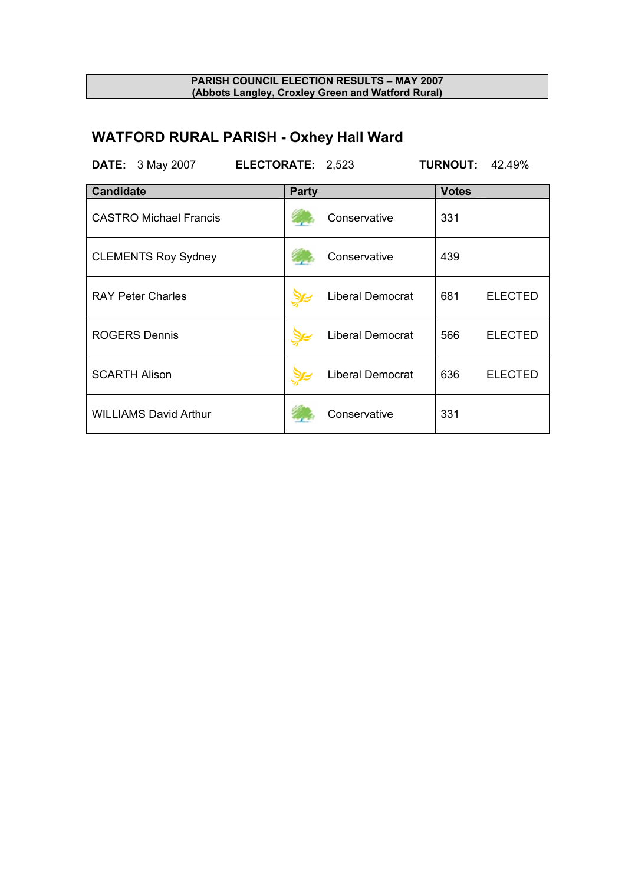**PARISH COUNCIL ELECTION RESULTS – MAY 2007**
**(Abbots Langley, Croxley Green and Watford Rural)**

## WATFORD RURAL PARISH - Oxhey Hall Ward

**DATE:** 3 May 2007 **ELECTORATE:** 2,523 **TURNOUT:** 42.49%

| Candidate | Party | Votes | |
|---|---|---|---|
| CASTRO Michael Francis | Conservative | 331 | |
| CLEMENTS Roy Sydney | Conservative | 439 | |
| RAY Peter Charles | Liberal Democrat | 681 | ELECTED |
| ROGERS Dennis | Liberal Democrat | 566 | ELECTED |
| SCARTH Alison | Liberal Democrat | 636 | ELECTED |
| WILLIAMS David Arthur | Conservative | 331 | |